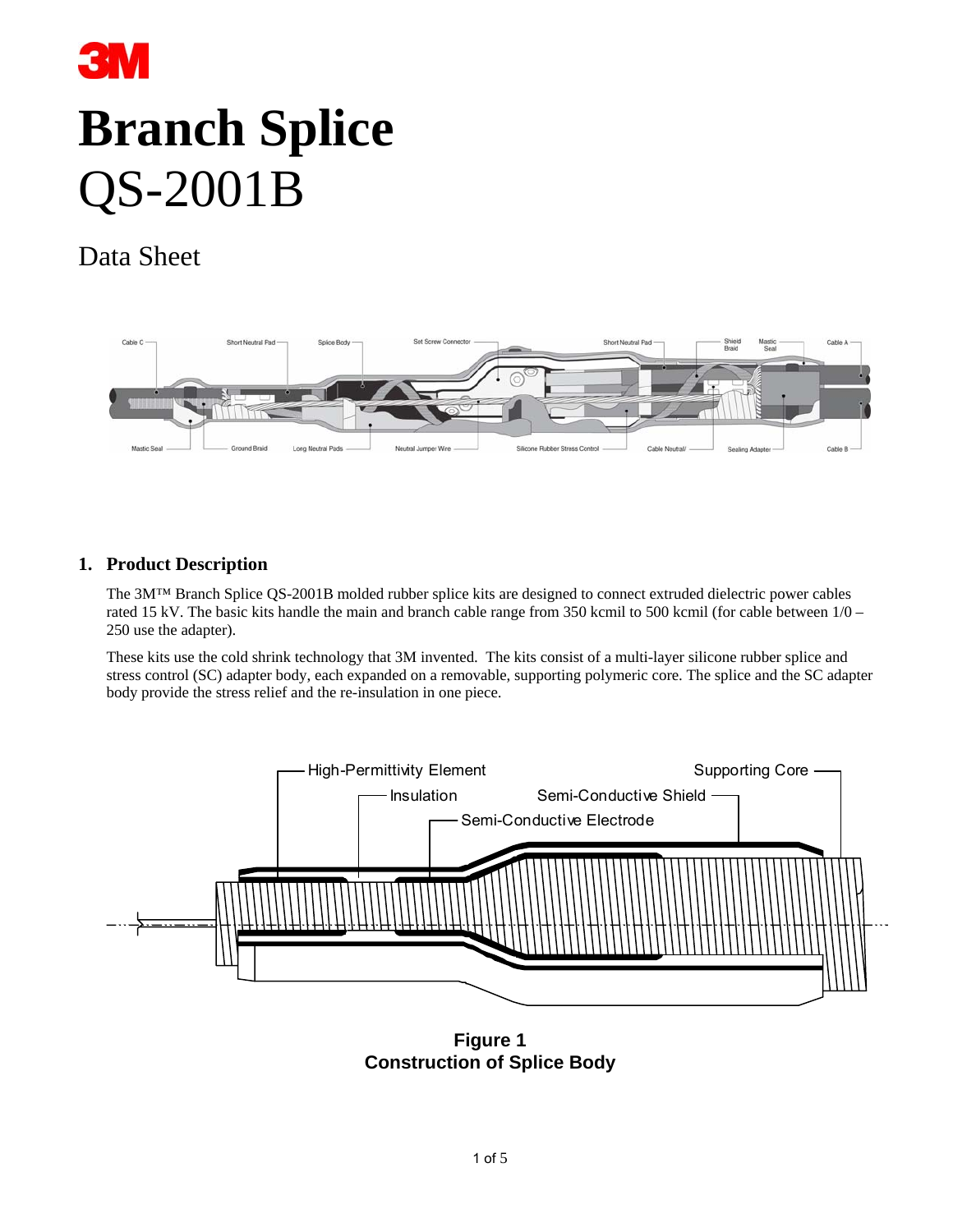3M

# Branch Splice
# QS-2001B

## Data Sheet

## 1. Product Description

The 3M™ Branch Splice QS-2001B molded rubber splice kits are designed to connect extruded dielectric power cables rated 15 kV. The basic kits handle the main and branch cable range from 350 kcmil to 500 kcmil (for cable between 1/0 – 250 use the adapter).

These kits use the cold shrink technology that 3M invented. The kits consist of a multi-layer silicone rubber splice and stress control (SC) adapter body, each expanded on a removable, supporting polymeric core. The splice and the SC adapter body provide the stress relief and the re-insulation in one piece.

**Figure 1**
**Construction of Splice Body**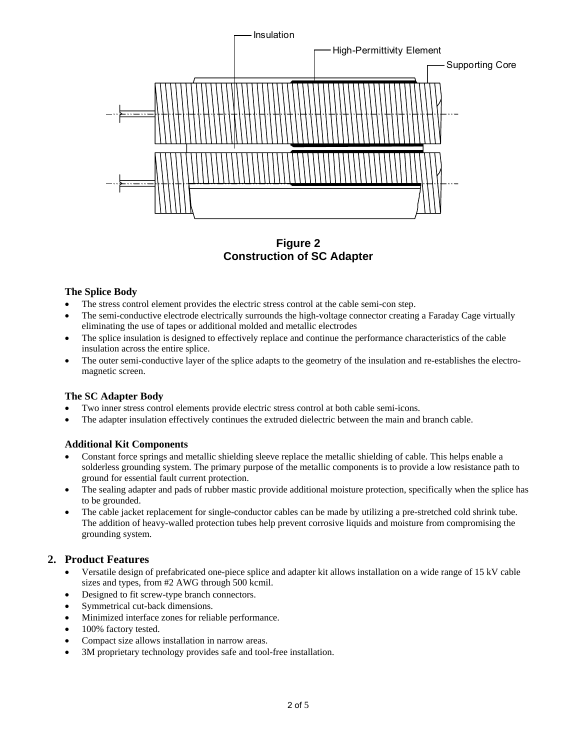Insulation

High-Permittivity Element

Supporting Core

**Figure 2**
**Construction of SC Adapter**

### The Splice Body

- The stress control element provides the electric stress control at the cable semi-con step.
- The semi-conductive electrode electrically surrounds the high-voltage connector creating a Faraday Cage virtually eliminating the use of tapes or additional molded and metallic electrodes
- The splice insulation is designed to effectively replace and continue the performance characteristics of the cable insulation across the entire splice.
- The outer semi-conductive layer of the splice adapts to the geometry of the insulation and re-establishes the electro-magnetic screen.

### The SC Adapter Body

- Two inner stress control elements provide electric stress control at both cable semi-icons.
- The adapter insulation effectively continues the extruded dielectric between the main and branch cable.

### Additional Kit Components

- Constant force springs and metallic shielding sleeve replace the metallic shielding of cable. This helps enable a solderless grounding system. The primary purpose of the metallic components is to provide a low resistance path to ground for essential fault current protection.
- The sealing adapter and pads of rubber mastic provide additional moisture protection, specifically when the splice has to be grounded.
- The cable jacket replacement for single-conductor cables can be made by utilizing a pre-stretched cold shrink tube. The addition of heavy-walled protection tubes help prevent corrosive liquids and moisture from compromising the grounding system.

## 2. Product Features

- Versatile design of prefabricated one-piece splice and adapter kit allows installation on a wide range of 15 kV cable sizes and types, from #2 AWG through 500 kcmil.
- Designed to fit screw-type branch connectors.
- Symmetrical cut-back dimensions.
- Minimized interface zones for reliable performance.
- 100% factory tested.
- Compact size allows installation in narrow areas.
- 3M proprietary technology provides safe and tool-free installation.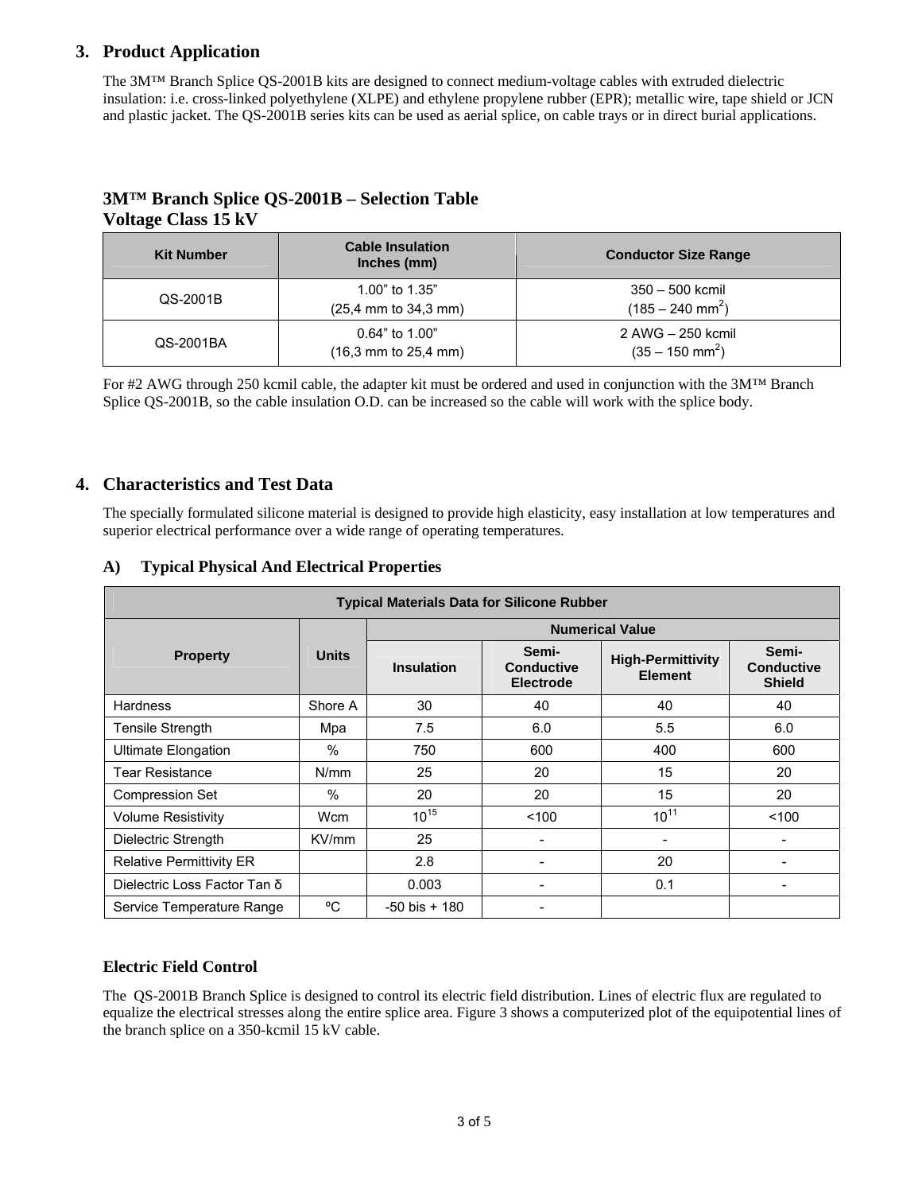## 3. Product Application

The 3M™ Branch Splice QS-2001B kits are designed to connect medium-voltage cables with extruded dielectric insulation: i.e. cross-linked polyethylene (XLPE) and ethylene propylene rubber (EPR); metallic wire, tape shield or JCN and plastic jacket. The QS-2001B series kits can be used as aerial splice, on cable trays or in direct burial applications.

### 3M™ Branch Splice QS-2001B – Selection Table
### Voltage Class 15 kV

| Kit Number | Cable Insulation Inches (mm) | Conductor Size Range |
|---|---|---|
| QS-2001B | 1.00" to 1.35" (25,4 mm to 34,3 mm) | 350 – 500 kcmil ($185 – 240\ mm^2$) |
| QS-2001BA | 0.64" to 1.00" (16,3 mm to 25,4 mm) | 2 AWG – 250 kcmil ($35 – 150\ mm^2$) |

For #2 AWG through 250 kcmil cable, the adapter kit must be ordered and used in conjunction with the 3M™ Branch Splice QS-2001B, so the cable insulation O.D. can be increased so the cable will work with the splice body.

## 4. Characteristics and Test Data

The specially formulated silicone material is designed to provide high elasticity, easy installation at low temperatures and superior electrical performance over a wide range of operating temperatures.

### A) Typical Physical And Electrical Properties

| Typical Materials Data for Silicone Rubber | | | | | |
|---|---|---|---|---|---|
| Property | Units | Numerical Value | | | |
| | | Insulation | Semi-Conductive Electrode | High-Permittivity Element | Semi-Conductive Shield |
| Hardness | Shore A | 30 | 40 | 40 | 40 |
| Tensile Strength | Mpa | 7.5 | 6.0 | 5.5 | 6.0 |
| Ultimate Elongation | % | 750 | 600 | 400 | 600 |
| Tear Resistance | N/mm | 25 | 20 | 15 | 20 |
| Compression Set | % | 20 | 20 | 15 | 20 |
| Volume Resistivity | Wcm | $10^{15}$ | <100 | $10^{11}$ | <100 |
| Dielectric Strength | KV/mm | 25 | - | - | - |
| Relative Permittivity ER | | 2.8 | - | 20 | - |
| Dielectric Loss Factor Tan δ | | 0.003 | - | 0.1 | - |
| Service Temperature Range | ºC | -50 bis + 180 | - | | |

### Electric Field Control

The QS-2001B Branch Splice is designed to control its electric field distribution. Lines of electric flux are regulated to equalize the electrical stresses along the entire splice area. Figure 3 shows a computerized plot of the equipotential lines of the branch splice on a 350-kcmil 15 kV cable.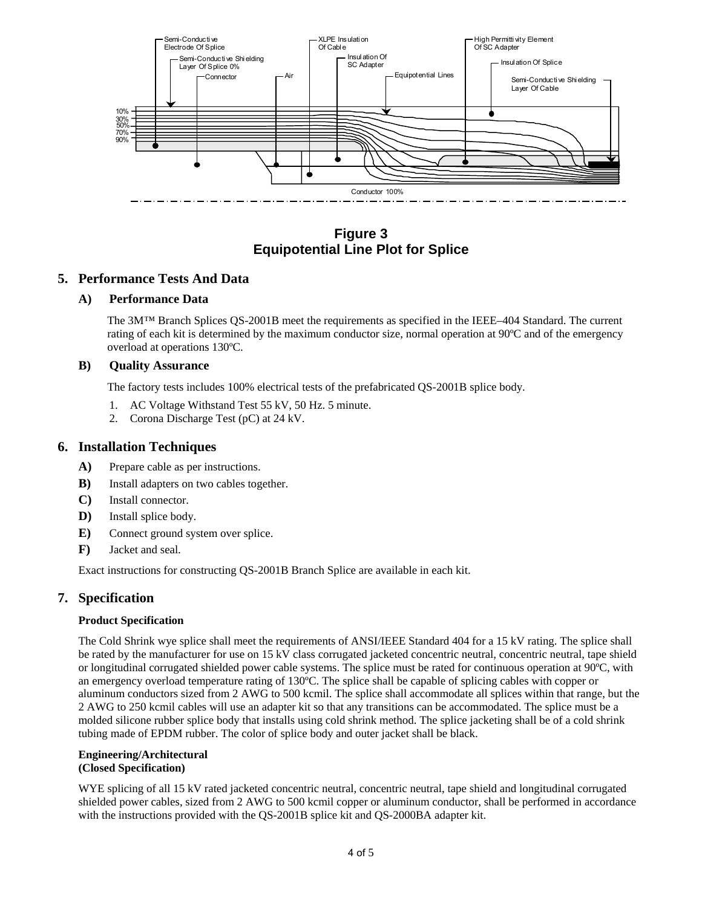**Figure 3**
**Equipotential Line Plot for Splice**

## 5. Performance Tests And Data

### A) Performance Data

The 3M™ Branch Splices QS-2001B meet the requirements as specified in the IEEE–404 Standard. The current rating of each kit is determined by the maximum conductor size, normal operation at 90ºC and of the emergency overload at operations 130ºC.

### B) Quality Assurance

The factory tests includes 100% electrical tests of the prefabricated QS-2001B splice body.

1. AC Voltage Withstand Test 55 kV, 50 Hz. 5 minute.
2. Corona Discharge Test (pC) at 24 kV.

## 6. Installation Techniques

**A)** Prepare cable as per instructions.

**B)** Install adapters on two cables together.

**C)** Install connector.

**D)** Install splice body.

**E)** Connect ground system over splice.

**F)** Jacket and seal.

Exact instructions for constructing QS-2001B Branch Splice are available in each kit.

## 7. Specification

**Product Specification**

The Cold Shrink wye splice shall meet the requirements of ANSI/IEEE Standard 404 for a 15 kV rating. The splice shall be rated by the manufacturer for use on 15 kV class corrugated jacketed concentric neutral, concentric neutral, tape shield or longitudinal corrugated shielded power cable systems. The splice must be rated for continuous operation at 90ºC, with an emergency overload temperature rating of 130ºC. The splice shall be capable of splicing cables with copper or aluminum conductors sized from 2 AWG to 500 kcmil. The splice shall accommodate all splices within that range, but the 2 AWG to 250 kcmil cables will use an adapter kit so that any transitions can be accommodated. The splice must be a molded silicone rubber splice body that installs using cold shrink method. The splice jacketing shall be of a cold shrink tubing made of EPDM rubber. The color of splice body and outer jacket shall be black.

**Engineering/Architectural**
**(Closed Specification)**

WYE splicing of all 15 kV rated jacketed concentric neutral, concentric neutral, tape shield and longitudinal corrugated shielded power cables, sized from 2 AWG to 500 kcmil copper or aluminum conductor, shall be performed in accordance with the instructions provided with the QS-2001B splice kit and QS-2000BA adapter kit.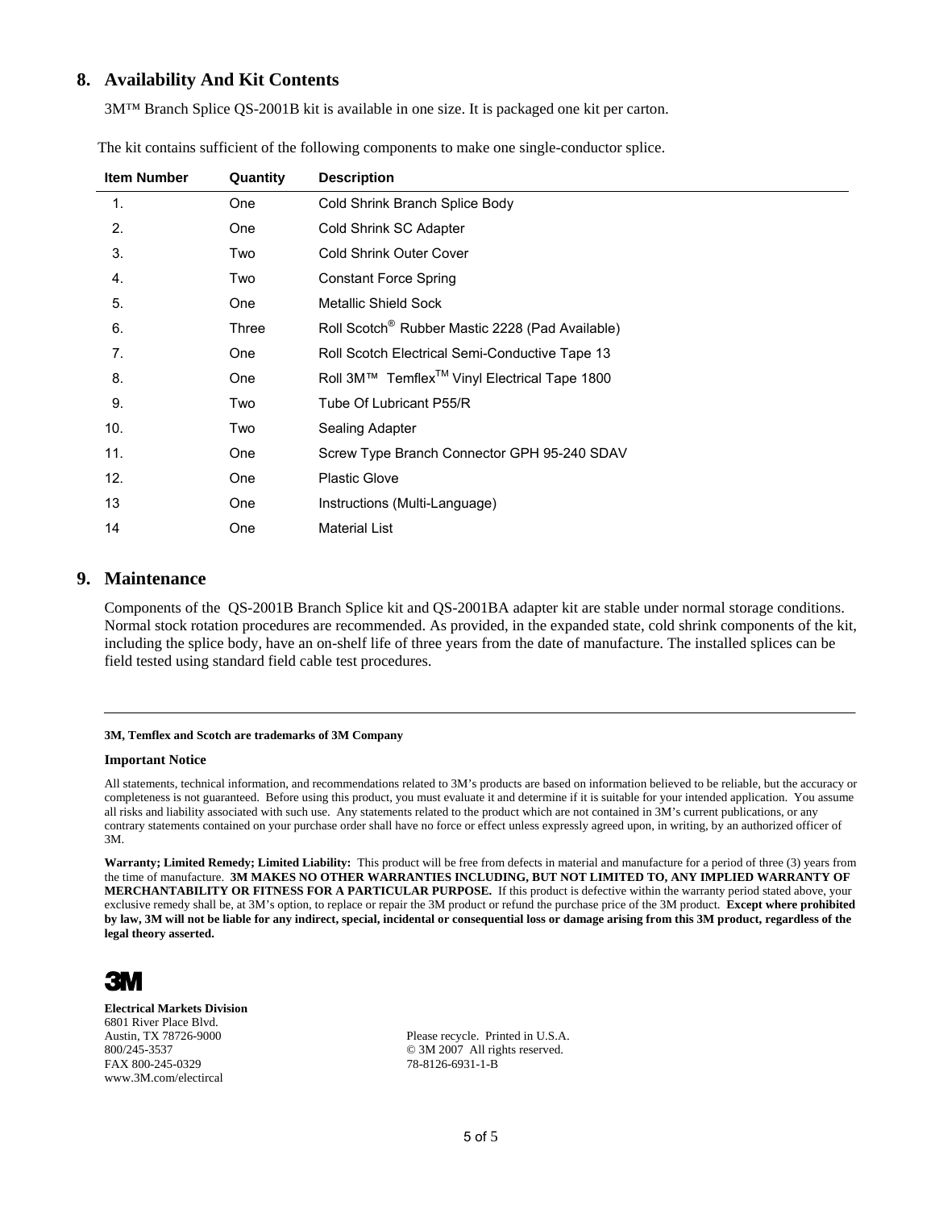## 8. Availability And Kit Contents

3M™ Branch Splice QS-2001B kit is available in one size. It is packaged one kit per carton.

The kit contains sufficient of the following components to make one single-conductor splice.

| Item Number | Quantity | Description |
|---|---|---|
| 1. | One | Cold Shrink Branch Splice Body |
| 2. | One | Cold Shrink SC Adapter |
| 3. | Two | Cold Shrink Outer Cover |
| 4. | Two | Constant Force Spring |
| 5. | One | Metallic Shield Sock |
| 6. | Three | Roll Scotch® Rubber Mastic 2228 (Pad Available) |
| 7. | One | Roll Scotch Electrical Semi-Conductive Tape 13 |
| 8. | One | Roll 3M™ Temflex™ Vinyl Electrical Tape 1800 |
| 9. | Two | Tube Of Lubricant P55/R |
| 10. | Two | Sealing Adapter |
| 11. | One | Screw Type Branch Connector GPH 95-240 SDAV |
| 12. | One | Plastic Glove |
| 13 | One | Instructions (Multi-Language) |
| 14 | One | Material List |

## 9. Maintenance

Components of the QS-2001B Branch Splice kit and QS-2001BA adapter kit are stable under normal storage conditions. Normal stock rotation procedures are recommended. As provided, in the expanded state, cold shrink components of the kit, including the splice body, have an on-shelf life of three years from the date of manufacture. The installed splices can be field tested using standard field cable test procedures.

---

**3M, Temflex and Scotch are trademarks of 3M Company**

**Important Notice**

All statements, technical information, and recommendations related to 3M's products are based on information believed to be reliable, but the accuracy or completeness is not guaranteed. Before using this product, you must evaluate it and determine if it is suitable for your intended application. You assume all risks and liability associated with such use. Any statements related to the product which are not contained in 3M's current publications, or any contrary statements contained on your purchase order shall have no force or effect unless expressly agreed upon, in writing, by an authorized officer of 3M.

**Warranty; Limited Remedy; Limited Liability:** This product will be free from defects in material and manufacture for a period of three (3) years from the time of manufacture. **3M MAKES NO OTHER WARRANTIES INCLUDING, BUT NOT LIMITED TO, ANY IMPLIED WARRANTY OF MERCHANTABILITY OR FITNESS FOR A PARTICULAR PURPOSE.** If this product is defective within the warranty period stated above, your exclusive remedy shall be, at 3M's option, to replace or repair the 3M product or refund the purchase price of the 3M product. **Except where prohibited by law, 3M will not be liable for any indirect, special, incidental or consequential loss or damage arising from this 3M product, regardless of the legal theory asserted.**

**3M**

**Electrical Markets Division**
6801 River Place Blvd.
Austin, TX 78726-9000
800/245-3537
FAX 800-245-0329
www.3M.com/electircal

Please recycle. Printed in U.S.A.
© 3M 2007 All rights reserved.
78-8126-6931-1-B